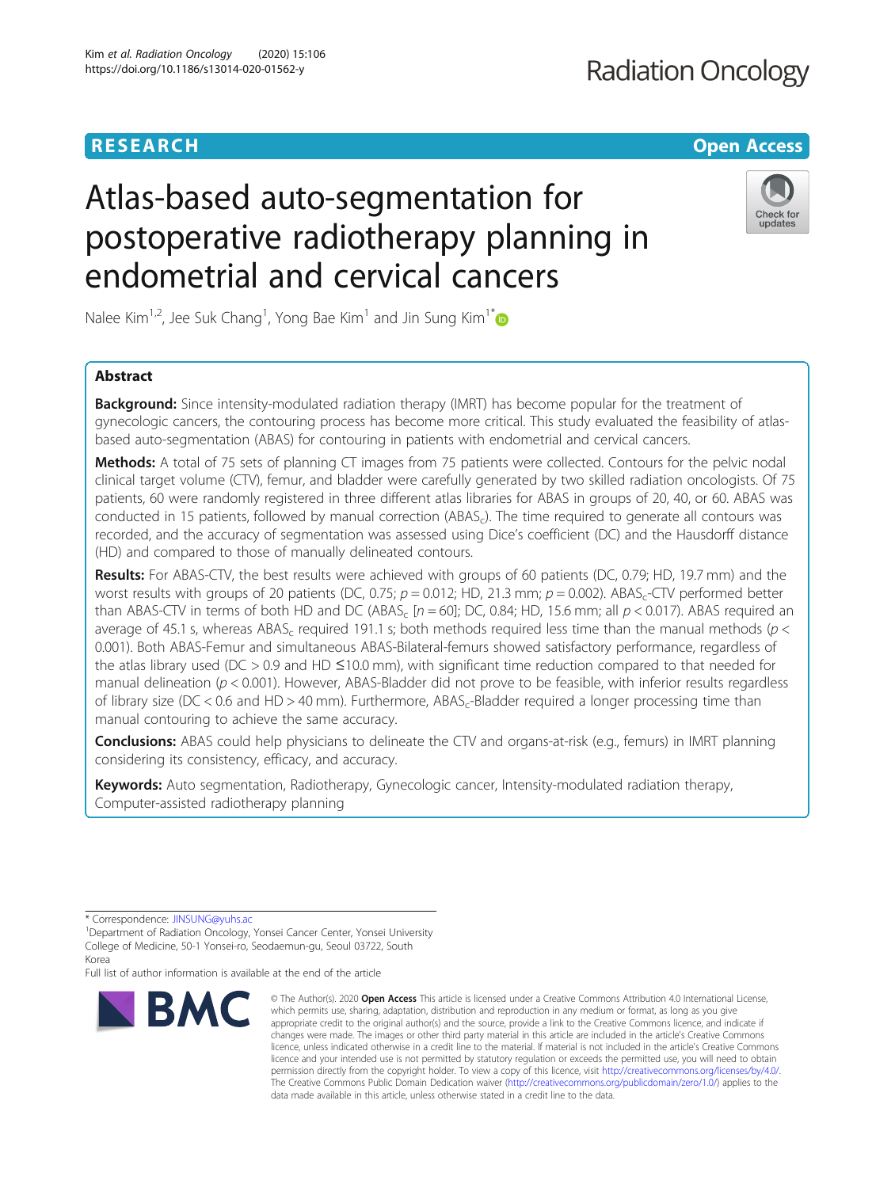RESEARCH

Open Access

# Atlas-based auto-segmentation for postoperative radiotherapy planning in endometrial and cervical cancers

Nalee Kim[1,2], Jee Suk Chang[1], Yong Bae Kim[1] and Jin Sung Kim[1*]

## Abstract

**Background:** Since intensity-modulated radiation therapy (IMRT) has become popular for the treatment of gynecologic cancers, the contouring process has become more critical. This study evaluated the feasibility of atlas-based auto-segmentation (ABAS) for contouring in patients with endometrial and cervical cancers.

**Methods:** A total of 75 sets of planning CT images from 75 patients were collected. Contours for the pelvic nodal clinical target volume (CTV), femur, and bladder were carefully generated by two skilled radiation oncologists. Of 75 patients, 60 were randomly registered in three different atlas libraries for ABAS in groups of 20, 40, or 60. ABAS was conducted in 15 patients, followed by manual correction ($ABAS_c$). The time required to generate all contours was recorded, and the accuracy of segmentation was assessed using Dice's coefficient (DC) and the Hausdorff distance (HD) and compared to those of manually delineated contours.

**Results:** For ABAS-CTV, the best results were achieved with groups of 60 patients (DC, 0.79; HD, 19.7 mm) and the worst results with groups of 20 patients (DC, 0.75; $p = 0.012$; HD, 21.3 mm; $p = 0.002$). $ABAS_c$-CTV performed better than ABAS-CTV in terms of both HD and DC ($ABAS_c$ [$n = 60$]; DC, 0.84; HD, 15.6 mm; all $p < 0.017$). ABAS required an average of 45.1 s, whereas $ABAS_c$ required 191.1 s; both methods required less time than the manual methods ($p < 0.001$). Both ABAS-Femur and simultaneous ABAS-Bilateral-femurs showed satisfactory performance, regardless of the atlas library used (DC > 0.9 and HD ≤10.0 mm), with significant time reduction compared to that needed for manual delineation ($p < 0.001$). However, ABAS-Bladder did not prove to be feasible, with inferior results regardless of library size (DC < 0.6 and HD > 40 mm). Furthermore, $ABAS_c$-Bladder required a longer processing time than manual contouring to achieve the same accuracy.

**Conclusions:** ABAS could help physicians to delineate the CTV and organs-at-risk (e.g., femurs) in IMRT planning considering its consistency, efficacy, and accuracy.

**Keywords:** Auto segmentation, Radiotherapy, Gynecologic cancer, Intensity-modulated radiation therapy, Computer-assisted radiotherapy planning

---

* Correspondence: JINSUNG@yuhs.ac
[1]Department of Radiation Oncology, Yonsei Cancer Center, Yonsei University College of Medicine, 50-1 Yonsei-ro, Seodaemun-gu, Seoul 03722, South Korea
Full list of author information is available at the end of the article

© The Author(s). 2020 **Open Access** This article is licensed under a Creative Commons Attribution 4.0 International License, which permits use, sharing, adaptation, distribution and reproduction in any medium or format, as long as you give appropriate credit to the original author(s) and the source, provide a link to the Creative Commons licence, and indicate if changes were made. The images or other third party material in this article are included in the article's Creative Commons licence, unless indicated otherwise in a credit line to the material. If material is not included in the article's Creative Commons licence and your intended use is not permitted by statutory regulation or exceeds the permitted use, you will need to obtain permission directly from the copyright holder. To view a copy of this licence, visit http://creativecommons.org/licenses/by/4.0/. The Creative Commons Public Domain Dedication waiver (http://creativecommons.org/publicdomain/zero/1.0/) applies to the data made available in this article, unless otherwise stated in a credit line to the data.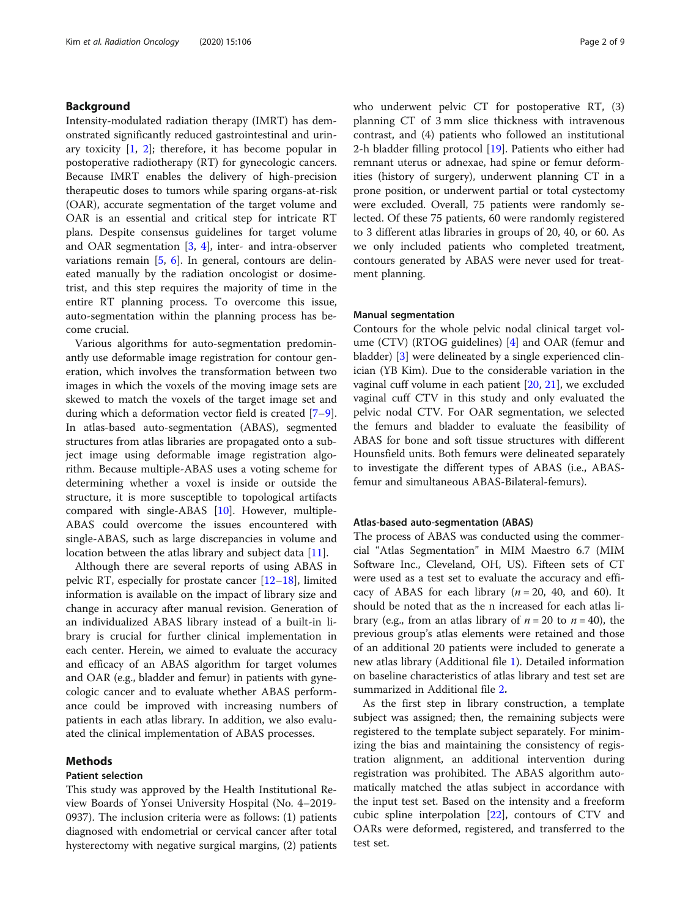## Background

Intensity-modulated radiation therapy (IMRT) has demonstrated significantly reduced gastrointestinal and urinary toxicity [1, 2]; therefore, it has become popular in postoperative radiotherapy (RT) for gynecologic cancers. Because IMRT enables the delivery of high-precision therapeutic doses to tumors while sparing organs-at-risk (OAR), accurate segmentation of the target volume and OAR is an essential and critical step for intricate RT plans. Despite consensus guidelines for target volume and OAR segmentation [3, 4], inter- and intra-observer variations remain [5, 6]. In general, contours are delineated manually by the radiation oncologist or dosimetrist, and this step requires the majority of time in the entire RT planning process. To overcome this issue, auto-segmentation within the planning process has become crucial.

Various algorithms for auto-segmentation predominantly use deformable image registration for contour generation, which involves the transformation between two images in which the voxels of the moving image sets are skewed to match the voxels of the target image set and during which a deformation vector field is created [7–9]. In atlas-based auto-segmentation (ABAS), segmented structures from atlas libraries are propagated onto a subject image using deformable image registration algorithm. Because multiple-ABAS uses a voting scheme for determining whether a voxel is inside or outside the structure, it is more susceptible to topological artifacts compared with single-ABAS [10]. However, multiple-ABAS could overcome the issues encountered with single-ABAS, such as large discrepancies in volume and location between the atlas library and subject data [11].

Although there are several reports of using ABAS in pelvic RT, especially for prostate cancer [12–18], limited information is available on the impact of library size and change in accuracy after manual revision. Generation of an individualized ABAS library instead of a built-in library is crucial for further clinical implementation in each center. Herein, we aimed to evaluate the accuracy and efficacy of an ABAS algorithm for target volumes and OAR (e.g., bladder and femur) in patients with gynecologic cancer and to evaluate whether ABAS performance could be improved with increasing numbers of patients in each atlas library. In addition, we also evaluated the clinical implementation of ABAS processes.

## Methods

### Patient selection

This study was approved by the Health Institutional Review Boards of Yonsei University Hospital (No. 4–2019-0937). The inclusion criteria were as follows: (1) patients diagnosed with endometrial or cervical cancer after total hysterectomy with negative surgical margins, (2) patients who underwent pelvic CT for postoperative RT, (3) planning CT of 3 mm slice thickness with intravenous contrast, and (4) patients who followed an institutional 2-h bladder filling protocol [19]. Patients who either had remnant uterus or adnexae, had spine or femur deformities (history of surgery), underwent planning CT in a prone position, or underwent partial or total cystectomy were excluded. Overall, 75 patients were randomly selected. Of these 75 patients, 60 were randomly registered to 3 different atlas libraries in groups of 20, 40, or 60. As we only included patients who completed treatment, contours generated by ABAS were never used for treatment planning.

### Manual segmentation

Contours for the whole pelvic nodal clinical target volume (CTV) (RTOG guidelines) [4] and OAR (femur and bladder) [3] were delineated by a single experienced clinician (YB Kim). Due to the considerable variation in the vaginal cuff volume in each patient [20, 21], we excluded vaginal cuff CTV in this study and only evaluated the pelvic nodal CTV. For OAR segmentation, we selected the femurs and bladder to evaluate the feasibility of ABAS for bone and soft tissue structures with different Hounsfield units. Both femurs were delineated separately to investigate the different types of ABAS (i.e., ABAS-femur and simultaneous ABAS-Bilateral-femurs).

### Atlas-based auto-segmentation (ABAS)

The process of ABAS was conducted using the commercial "Atlas Segmentation" in MIM Maestro 6.7 (MIM Software Inc., Cleveland, OH, US). Fifteen sets of CT were used as a test set to evaluate the accuracy and efficacy of ABAS for each library ($n = 20$, 40, and 60). It should be noted that as the n increased for each atlas library (e.g., from an atlas library of $n = 20$ to $n = 40$), the previous group's atlas elements were retained and those of an additional 20 patients were included to generate a new atlas library (Additional file 1). Detailed information on baseline characteristics of atlas library and test set are summarized in Additional file 2.

As the first step in library construction, a template subject was assigned; then, the remaining subjects were registered to the template subject separately. For minimizing the bias and maintaining the consistency of registration alignment, an additional intervention during registration was prohibited. The ABAS algorithm automatically matched the atlas subject in accordance with the input test set. Based on the intensity and a freeform cubic spline interpolation [22], contours of CTV and OARs were deformed, registered, and transferred to the test set.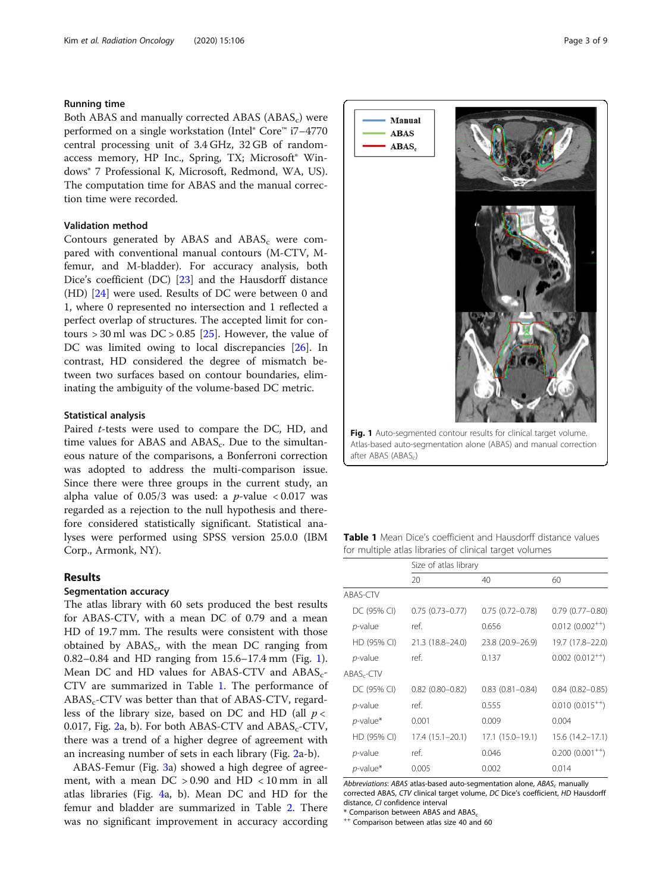### Running time

Both ABAS and manually corrected ABAS ($ABAS_c$) were performed on a single workstation (Intel® Core™ i7–4770 central processing unit of 3.4 GHz, 32 GB of random-access memory, HP Inc., Spring, TX; Microsoft® Windows® 7 Professional K, Microsoft, Redmond, WA, US). The computation time for ABAS and the manual correction time were recorded.

### Validation method

Contours generated by ABAS and $ABAS_c$ were compared with conventional manual contours (M-CTV, M-femur, and M-bladder). For accuracy analysis, both Dice's coefficient (DC) [23] and the Hausdorff distance (HD) [24] were used. Results of DC were between 0 and 1, where 0 represented no intersection and 1 reflected a perfect overlap of structures. The accepted limit for contours > 30 ml was DC > 0.85 [25]. However, the value of DC was limited owing to local discrepancies [26]. In contrast, HD considered the degree of mismatch between two surfaces based on contour boundaries, eliminating the ambiguity of the volume-based DC metric.

### Statistical analysis

Paired *t*-tests were used to compare the DC, HD, and time values for ABAS and $ABAS_c$. Due to the simultaneous nature of the comparisons, a Bonferroni correction was adopted to address the multi-comparison issue. Since there were three groups in the current study, an alpha value of 0.05/3 was used: a $p$-value $< 0.017$ was regarded as a rejection to the null hypothesis and therefore considered statistically significant. Statistical analyses were performed using SPSS version 25.0.0 (IBM Corp., Armonk, NY).

## Results

### Segmentation accuracy

The atlas library with 60 sets produced the best results for ABAS-CTV, with a mean DC of 0.79 and a mean HD of 19.7 mm. The results were consistent with those obtained by $ABAS_c$, with the mean DC ranging from 0.82–0.84 and HD ranging from 15.6–17.4 mm (Fig. 1). Mean DC and HD values for ABAS-CTV and $ABAS_c$-CTV are summarized in Table 1. The performance of $ABAS_c$-CTV was better than that of ABAS-CTV, regardless of the library size, based on DC and HD (all $p < 0.017$, Fig. 2a, b). For both ABAS-CTV and $ABAS_c$-CTV, there was a trend of a higher degree of agreement with an increasing number of sets in each library (Fig. 2a-b).

ABAS-Femur (Fig. 3a) showed a high degree of agreement, with a mean DC > 0.90 and HD < 10 mm in all atlas libraries (Fig. 4a, b). Mean DC and HD for the femur and bladder are summarized in Table 2. There was no significant improvement in accuracy according

Manual
ABAS
$ABAS_c$

**Fig. 1** Auto-segmented contour results for clinical target volume. Atlas-based auto-segmentation alone (ABAS) and manual correction after ABAS ($ABAS_c$)

**Table 1** Mean Dice's coefficient and Hausdorff distance values for multiple atlas libraries of clinical target volumes

| | Size of atlas library | | |
|---|---|---|---|
| | 20 | 40 | 60 |
| ABAS-CTV | | | |
| DC (95% CI) | 0.75 (0.73–0.77) | 0.75 (0.72–0.78) | 0.79 (0.77–0.80) |
| *p*-value | ref. | 0.656 | 0.012 (0.002++) |
| HD (95% CI) | 21.3 (18.8–24.0) | 23.8 (20.9–26.9) | 19.7 (17.8–22.0) |
| *p*-value | ref. | 0.137 | 0.002 (0.012++) |
| $ABAS_c$-CTV | | | |
| DC (95% CI) | 0.82 (0.80–0.82) | 0.83 (0.81–0.84) | 0.84 (0.82–0.85) |
| *p*-value | ref. | 0.555 | 0.010 (0.015++) |
| *p*-value* | 0.001 | 0.009 | 0.004 |
| HD (95% CI) | 17.4 (15.1–20.1) | 17.1 (15.0–19.1) | 15.6 (14.2–17.1) |
| *p*-value | ref. | 0.046 | 0.200 (0.001++) |
| *p*-value* | 0.005 | 0.002 | 0.014 |

*Abbreviations*: *ABAS* atlas-based auto-segmentation alone, $ABAS_c$ manually corrected ABAS, *CTV* clinical target volume, *DC* Dice's coefficient, *HD* Hausdorff distance, *CI* confidence interval
* Comparison between ABAS and $ABAS_c$
++ Comparison between atlas size 40 and 60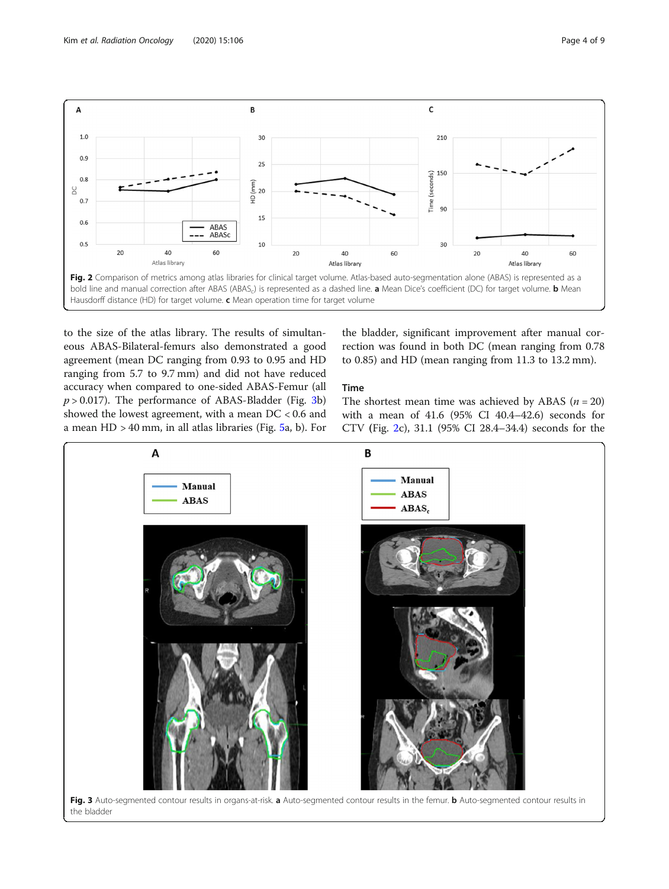A

1.0
0.9
0.8
0.7
0.6
0.5

DC

20 40 60

Atlas library

ABAS
ABASc

B

30
25
20
15
10

HD (mm)

20 40 60

Atlas library

C

210
150
90
30

Time (seconds)

20 40 60

Atlas library

**Fig. 2** Comparison of metrics among atlas libraries for clinical target volume. Atlas-based auto-segmentation alone (ABAS) is represented as a bold line and manual correction after ABAS ($ABAS_c$) is represented as a dashed line. **a** Mean Dice's coefficient (DC) for target volume. **b** Mean Hausdorff distance (HD) for target volume. **c** Mean operation time for target volume

to the size of the atlas library. The results of simultaneous ABAS-Bilateral-femurs also demonstrated a good agreement (mean DC ranging from 0.93 to 0.95 and HD ranging from 5.7 to 9.7 mm) and did not have reduced accuracy when compared to one-sided ABAS-Femur (all $p > 0.017$). The performance of ABAS-Bladder (Fig. 3b) showed the lowest agreement, with a mean DC < 0.6 and a mean HD > 40 mm, in all atlas libraries (Fig. 5a, b). For the bladder, significant improvement after manual correction was found in both DC (mean ranging from 0.78 to 0.85) and HD (mean ranging from 11.3 to 13.2 mm).

### Time

The shortest mean time was achieved by ABAS ($n = 20$) with a mean of 41.6 (95% CI 40.4–42.6) seconds for CTV (Fig. 2c), 31.1 (95% CI 28.4–34.4) seconds for the

A

Manual
ABAS

B

Manual
ABAS
$ABAS_c$

**Fig. 3** Auto-segmented contour results in organs-at-risk. **a** Auto-segmented contour results in the femur. **b** Auto-segmented contour results in the bladder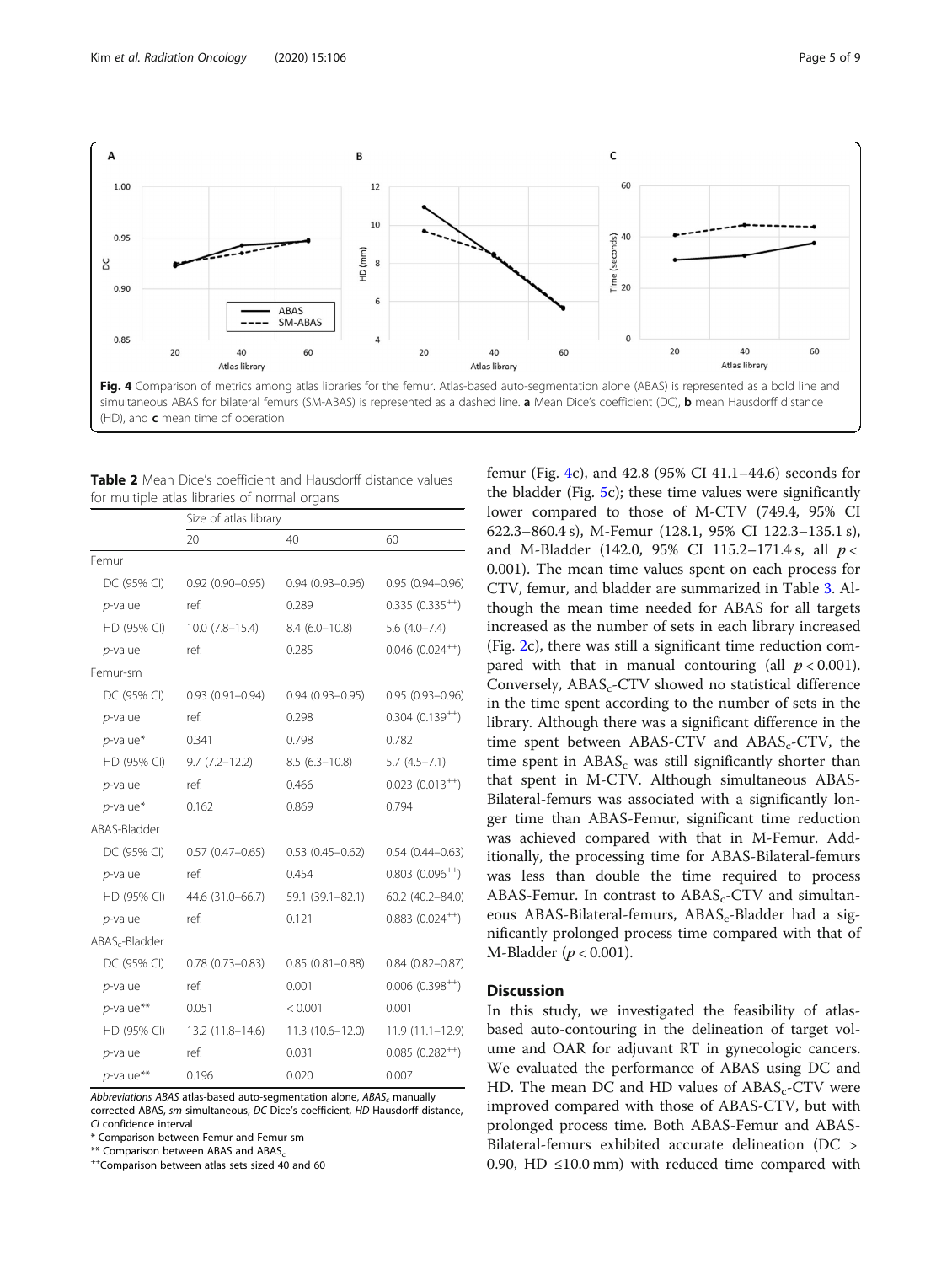A

1.00

0.95

DC

0.90

0.85

20 40 60

Atlas library

ABAS

SM-ABAS

B

12

10

HD (mm)

8

6

4

20 40 60

Atlas library

C

60

40

Time (seconds)

20

0

20 40 60

Atlas library

**Fig. 4** Comparison of metrics among atlas libraries for the femur. Atlas-based auto-segmentation alone (ABAS) is represented as a bold line and simultaneous ABAS for bilateral femurs (SM-ABAS) is represented as a dashed line. **a** Mean Dice's coefficient (DC), **b** mean Hausdorff distance (HD), and **c** mean time of operation

**Table 2** Mean Dice's coefficient and Hausdorff distance values for multiple atlas libraries of normal organs

| | Size of atlas library | | |
| --- | --- | --- | --- |
| | 20 | 40 | 60 |
| Femur | | | |
| DC (95% CI) | 0.92 (0.90–0.95) | 0.94 (0.93–0.96) | 0.95 (0.94–0.96) |
| *p*-value | ref. | 0.289 | 0.335 (0.335[++]) |
| HD (95% CI) | 10.0 (7.8–15.4) | 8.4 (6.0–10.8) | 5.6 (4.0–7.4) |
| *p*-value | ref. | 0.285 | 0.046 (0.024[++]) |
| Femur-sm | | | |
| DC (95% CI) | 0.93 (0.91–0.94) | 0.94 (0.93–0.95) | 0.95 (0.93–0.96) |
| *p*-value | ref. | 0.298 | 0.304 (0.139[++]) |
| *p*-value* | 0.341 | 0.798 | 0.782 |
| HD (95% CI) | 9.7 (7.2–12.2) | 8.5 (6.3–10.8) | 5.7 (4.5–7.1) |
| *p*-value | ref. | 0.466 | 0.023 (0.013[++]) |
| *p*-value* | 0.162 | 0.869 | 0.794 |
| ABAS-Bladder | | | |
| DC (95% CI) | 0.57 (0.47–0.65) | 0.53 (0.45–0.62) | 0.54 (0.44–0.63) |
| *p*-value | ref. | 0.454 | 0.803 (0.096[++]) |
| HD (95% CI) | 44.6 (31.0–66.7) | 59.1 (39.1–82.1) | 60.2 (40.2–84.0) |
| *p*-value | ref. | 0.121 | 0.883 (0.024[++]) |
| $ABAS_c$-Bladder | | | |
| DC (95% CI) | 0.78 (0.73–0.83) | 0.85 (0.81–0.88) | 0.84 (0.82–0.87) |
| *p*-value | ref. | 0.001 | 0.006 (0.398[++]) |
| *p*-value** | 0.051 | < 0.001 | 0.001 |
| HD (95% CI) | 13.2 (11.8–14.6) | 11.3 (10.6–12.0) | 11.9 (11.1–12.9) |
| *p*-value | ref. | 0.031 | 0.085 (0.282[++]) |
| *p*-value** | 0.196 | 0.020 | 0.007 |

*Abbreviations ABAS* atlas-based auto-segmentation alone, $ABAS_c$ manually corrected ABAS, *sm* simultaneous, *DC* Dice's coefficient, *HD* Hausdorff distance, *CI* confidence interval

* Comparison between Femur and Femur-sm

** Comparison between ABAS and $ABAS_c$

[++]Comparison between atlas sets sized 40 and 60

femur (Fig. 4c), and 42.8 (95% CI 41.1–44.6) seconds for the bladder (Fig. 5c); these time values were significantly lower compared to those of M-CTV (749.4, 95% CI 622.3–860.4 s), M-Femur (128.1, 95% CI 122.3–135.1 s), and M-Bladder (142.0, 95% CI 115.2–171.4 s, all $p < 0.001$). The mean time values spent on each process for CTV, femur, and bladder are summarized in Table 3. Although the mean time needed for ABAS for all targets increased as the number of sets in each library increased (Fig. 2c), there was still a significant time reduction compared with that in manual contouring (all $p < 0.001$). Conversely, $ABAS_c$-CTV showed no statistical difference in the time spent according to the number of sets in the library. Although there was a significant difference in the time spent between ABAS-CTV and $ABAS_c$-CTV, the time spent in $ABAS_c$ was still significantly shorter than that spent in M-CTV. Although simultaneous ABAS-Bilateral-femurs was associated with a significantly longer time than ABAS-Femur, significant time reduction was achieved compared with that in M-Femur. Additionally, the processing time for ABAS-Bilateral-femurs was less than double the time required to process ABAS-Femur. In contrast to $ABAS_c$-CTV and simultaneous ABAS-Bilateral-femurs, $ABAS_c$-Bladder had a significantly prolonged process time compared with that of M-Bladder ($p < 0.001$).

## Discussion

In this study, we investigated the feasibility of atlas-based auto-contouring in the delineation of target volume and OAR for adjuvant RT in gynecologic cancers. We evaluated the performance of ABAS using DC and HD. The mean DC and HD values of $ABAS_c$-CTV were improved compared with those of ABAS-CTV, but with prolonged process time. Both ABAS-Femur and ABAS-Bilateral-femurs exhibited accurate delineation (DC > 0.90, HD ≤10.0 mm) with reduced time compared with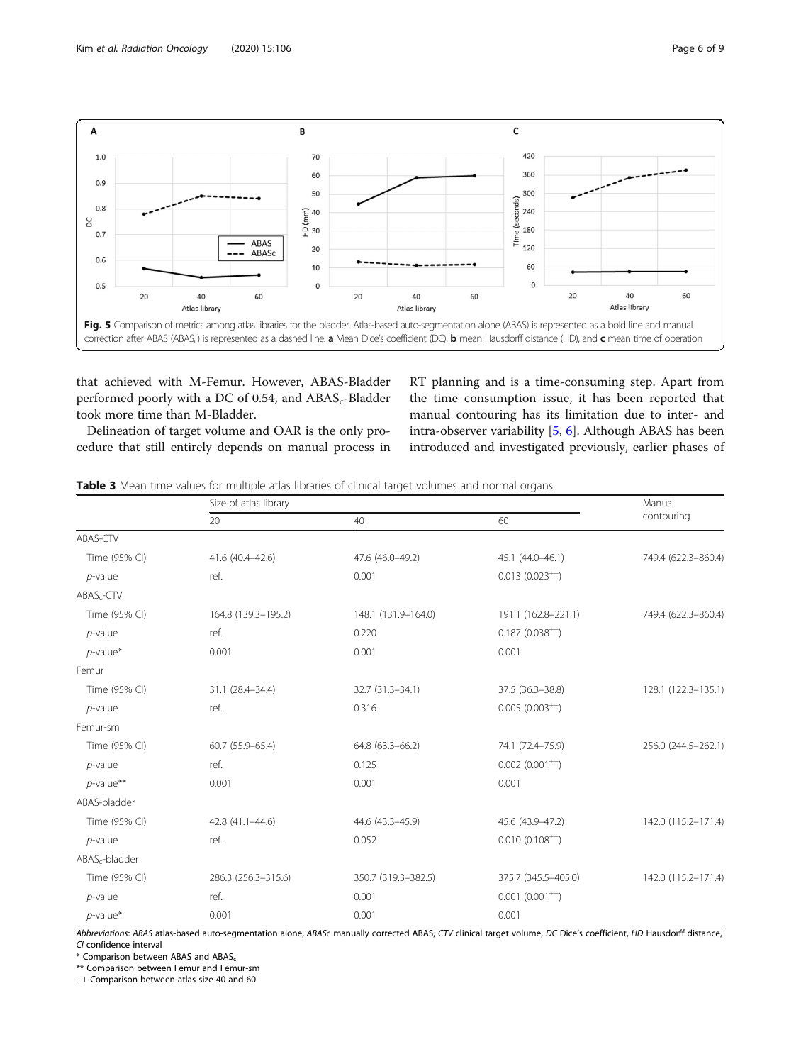A

1.0
0.9
0.8
DC
0.7
0.6
0.5

20 40 60

Atlas library

ABAS
ABASc

B

70
60
50
HD (mm) 40
30
20
10
0

20 40 60

Atlas library

C

420
360
300
Time (seconds) 240
180
120
60
0

20 40 60

Atlas library

**Fig. 5** Comparison of metrics among atlas libraries for the bladder. Atlas-based auto-segmentation alone (ABAS) is represented as a bold line and manual correction after ABAS ($ABAS_c$) is represented as a dashed line. **a** Mean Dice's coefficient (DC), **b** mean Hausdorff distance (HD), and **c** mean time of operation

that achieved with M-Femur. However, ABAS-Bladder performed poorly with a DC of 0.54, and $ABAS_c$-Bladder took more time than M-Bladder.

Delineation of target volume and OAR is the only procedure that still entirely depends on manual process in RT planning and is a time-consuming step. Apart from the time consumption issue, it has been reported that manual contouring has its limitation due to inter- and intra-observer variability [5, 6]. Although ABAS has been introduced and investigated previously, earlier phases of

**Table 3** Mean time values for multiple atlas libraries of clinical target volumes and normal organs

| | Size of atlas library | | | Manual contouring |
|---|---|---|---|---|
| | 20 | 40 | 60 | |
| ABAS-CTV | | | | |
| Time (95% CI) | 41.6 (40.4–42.6) | 47.6 (46.0–49.2) | 45.1 (44.0–46.1) | 749.4 (622.3–860.4) |
| *p*-value | ref. | 0.001 | 0.013 (0.023[++]) | |
| $ABAS_c$-CTV | | | | |
| Time (95% CI) | 164.8 (139.3–195.2) | 148.1 (131.9–164.0) | 191.1 (162.8–221.1) | 749.4 (622.3–860.4) |
| *p*-value | ref. | 0.220 | 0.187 (0.038[++]) | |
| *p*-value* | 0.001 | 0.001 | 0.001 | |
| Femur | | | | |
| Time (95% CI) | 31.1 (28.4–34.4) | 32.7 (31.3–34.1) | 37.5 (36.3–38.8) | 128.1 (122.3–135.1) |
| *p*-value | ref. | 0.316 | 0.005 (0.003[++]) | |
| Femur-sm | | | | |
| Time (95% CI) | 60.7 (55.9–65.4) | 64.8 (63.3–66.2) | 74.1 (72.4–75.9) | 256.0 (244.5–262.1) |
| *p*-value | ref. | 0.125 | 0.002 (0.001[++]) | |
| *p*-value** | 0.001 | 0.001 | 0.001 | |
| ABAS-bladder | | | | |
| Time (95% CI) | 42.8 (41.1–44.6) | 44.6 (43.3–45.9) | 45.6 (43.9–47.2) | 142.0 (115.2–171.4) |
| *p*-value | ref. | 0.052 | 0.010 (0.108[++]) | |
| $ABAS_c$-bladder | | | | |
| Time (95% CI) | 286.3 (256.3–315.6) | 350.7 (319.3–382.5) | 375.7 (345.5–405.0) | 142.0 (115.2–171.4) |
| *p*-value | ref. | 0.001 | 0.001 (0.001[++]) | |
| *p*-value* | 0.001 | 0.001 | 0.001 | |

*Abbreviations*: *ABAS* atlas-based auto-segmentation alone, *ABASc* manually corrected ABAS, *CTV* clinical target volume, *DC* Dice's coefficient, *HD* Hausdorff distance, *CI* confidence interval

* Comparison between ABAS and $ABAS_c$

** Comparison between Femur and Femur-sm

++ Comparison between atlas size 40 and 60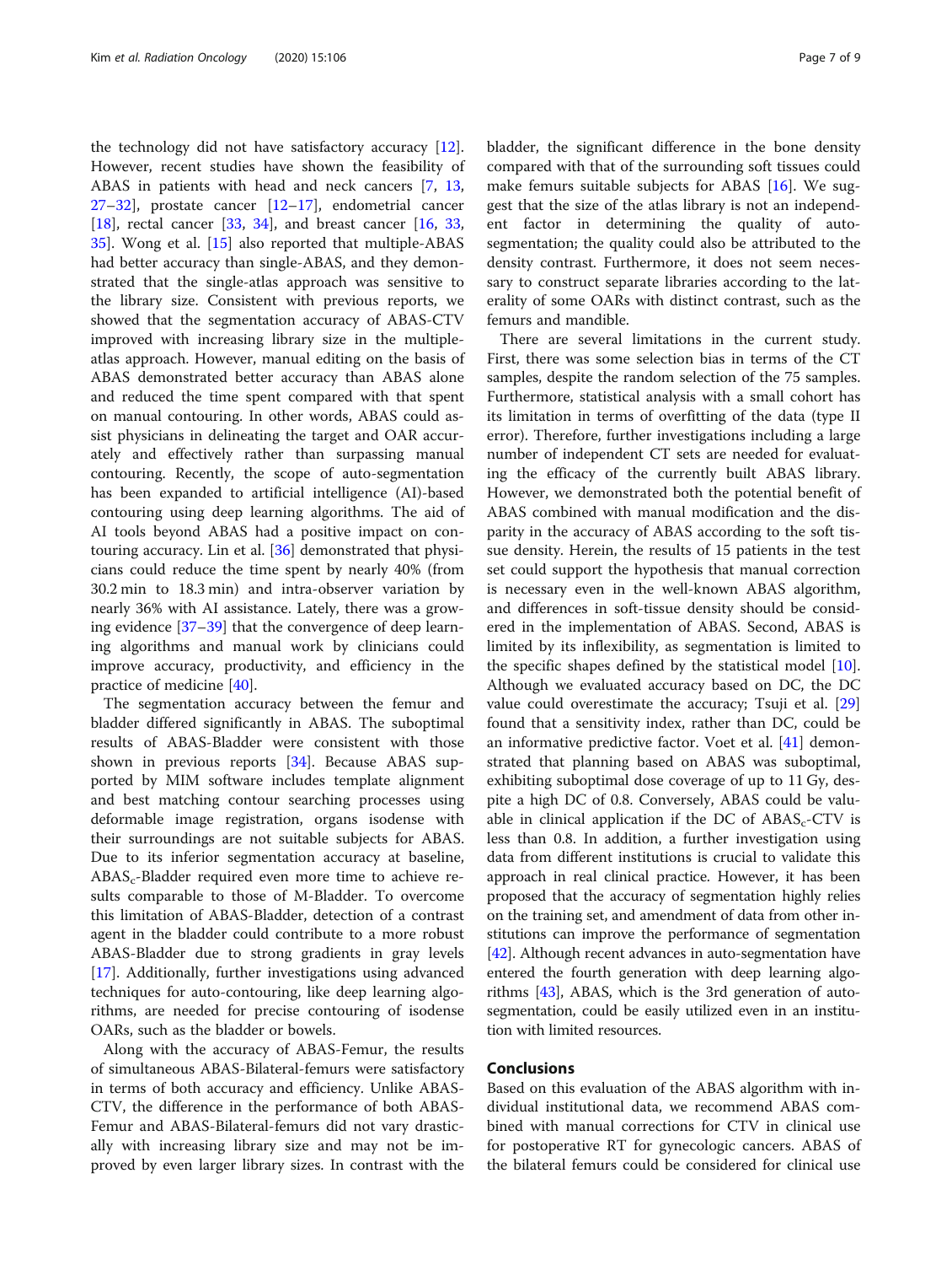the technology did not have satisfactory accuracy [12]. However, recent studies have shown the feasibility of ABAS in patients with head and neck cancers [7, 13, 27–32], prostate cancer [12–17], endometrial cancer [18], rectal cancer [33, 34], and breast cancer [16, 33, 35]. Wong et al. [15] also reported that multiple-ABAS had better accuracy than single-ABAS, and they demonstrated that the single-atlas approach was sensitive to the library size. Consistent with previous reports, we showed that the segmentation accuracy of ABAS-CTV improved with increasing library size in the multiple-atlas approach. However, manual editing on the basis of ABAS demonstrated better accuracy than ABAS alone and reduced the time spent compared with that spent on manual contouring. In other words, ABAS could assist physicians in delineating the target and OAR accurately and effectively rather than surpassing manual contouring. Recently, the scope of auto-segmentation has been expanded to artificial intelligence (AI)-based contouring using deep learning algorithms. The aid of AI tools beyond ABAS had a positive impact on contouring accuracy. Lin et al. [36] demonstrated that physicians could reduce the time spent by nearly 40% (from 30.2 min to 18.3 min) and intra-observer variation by nearly 36% with AI assistance. Lately, there was a growing evidence [37–39] that the convergence of deep learning algorithms and manual work by clinicians could improve accuracy, productivity, and efficiency in the practice of medicine [40].

The segmentation accuracy between the femur and bladder differed significantly in ABAS. The suboptimal results of ABAS-Bladder were consistent with those shown in previous reports [34]. Because ABAS supported by MIM software includes template alignment and best matching contour searching processes using deformable image registration, organs isodense with their surroundings are not suitable subjects for ABAS. Due to its inferior segmentation accuracy at baseline, $ABAS_c$-Bladder required even more time to achieve results comparable to those of M-Bladder. To overcome this limitation of ABAS-Bladder, detection of a contrast agent in the bladder could contribute to a more robust ABAS-Bladder due to strong gradients in gray levels [17]. Additionally, further investigations using advanced techniques for auto-contouring, like deep learning algorithms, are needed for precise contouring of isodense OARs, such as the bladder or bowels.

Along with the accuracy of ABAS-Femur, the results of simultaneous ABAS-Bilateral-femurs were satisfactory in terms of both accuracy and efficiency. Unlike ABAS-CTV, the difference in the performance of both ABAS-Femur and ABAS-Bilateral-femurs did not vary drastically with increasing library size and may not be improved by even larger library sizes. In contrast with the bladder, the significant difference in the bone density compared with that of the surrounding soft tissues could make femurs suitable subjects for ABAS [16]. We suggest that the size of the atlas library is not an independent factor in determining the quality of auto-segmentation; the quality could also be attributed to the density contrast. Furthermore, it does not seem necessary to construct separate libraries according to the laterality of some OARs with distinct contrast, such as the femurs and mandible.

There are several limitations in the current study. First, there was some selection bias in terms of the CT samples, despite the random selection of the 75 samples. Furthermore, statistical analysis with a small cohort has its limitation in terms of overfitting of the data (type II error). Therefore, further investigations including a large number of independent CT sets are needed for evaluating the efficacy of the currently built ABAS library. However, we demonstrated both the potential benefit of ABAS combined with manual modification and the disparity in the accuracy of ABAS according to the soft tissue density. Herein, the results of 15 patients in the test set could support the hypothesis that manual correction is necessary even in the well-known ABAS algorithm, and differences in soft-tissue density should be considered in the implementation of ABAS. Second, ABAS is limited by its inflexibility, as segmentation is limited to the specific shapes defined by the statistical model [10]. Although we evaluated accuracy based on DC, the DC value could overestimate the accuracy; Tsuji et al. [29] found that a sensitivity index, rather than DC, could be an informative predictive factor. Voet et al. [41] demonstrated that planning based on ABAS was suboptimal, exhibiting suboptimal dose coverage of up to 11 Gy, despite a high DC of 0.8. Conversely, ABAS could be valuable in clinical application if the DC of $ABAS_c$-CTV is less than 0.8. In addition, a further investigation using data from different institutions is crucial to validate this approach in real clinical practice. However, it has been proposed that the accuracy of segmentation highly relies on the training set, and amendment of data from other institutions can improve the performance of segmentation [42]. Although recent advances in auto-segmentation have entered the fourth generation with deep learning algorithms [43], ABAS, which is the 3rd generation of auto-segmentation, could be easily utilized even in an institution with limited resources.

## Conclusions

Based on this evaluation of the ABAS algorithm with individual institutional data, we recommend ABAS combined with manual corrections for CTV in clinical use for postoperative RT for gynecologic cancers. ABAS of the bilateral femurs could be considered for clinical use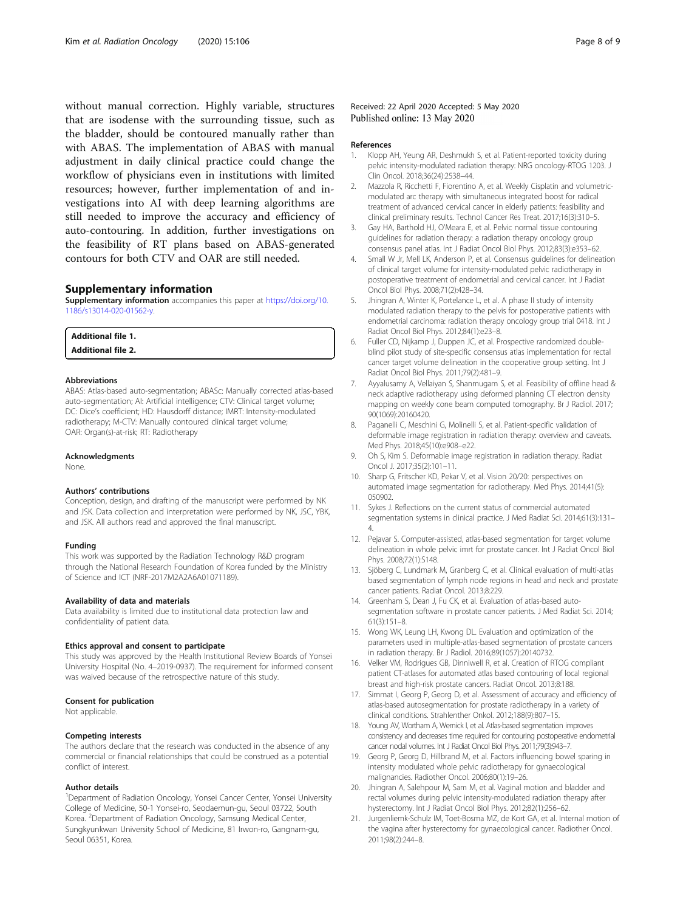without manual correction. Highly variable, structures that are isodense with the surrounding tissue, such as the bladder, should be contoured manually rather than with ABAS. The implementation of ABAS with manual adjustment in daily clinical practice could change the workflow of physicians even in institutions with limited resources; however, further implementation of and investigations into AI with deep learning algorithms are still needed to improve the accuracy and efficiency of auto-contouring. In addition, further investigations on the feasibility of RT plans based on ABAS-generated contours for both CTV and OAR are still needed.

## Supplementary information

**Supplementary information** accompanies this paper at https://doi.org/10.1186/s13014-020-01562-y.

**Additional file 1.**

**Additional file 2.**

### Abbreviations

ABAS: Atlas-based auto-segmentation; ABASc: Manually corrected atlas-based auto-segmentation; AI: Artificial intelligence; CTV: Clinical target volume; DC: Dice's coefficient; HD: Hausdorff distance; IMRT: Intensity-modulated radiotherapy; M-CTV: Manually contoured clinical target volume; OAR: Organ(s)-at-risk; RT: Radiotherapy

### Acknowledgments

None.

### Authors' contributions

Conception, design, and drafting of the manuscript were performed by NK and JSK. Data collection and interpretation were performed by NK, JSC, YBK, and JSK. All authors read and approved the final manuscript.

### Funding

This work was supported by the Radiation Technology R&D program through the National Research Foundation of Korea funded by the Ministry of Science and ICT (NRF-2017M2A2A6A01071189).

### Availability of data and materials

Data availability is limited due to institutional data protection law and confidentiality of patient data.

### Ethics approval and consent to participate

This study was approved by the Health Institutional Review Boards of Yonsei University Hospital (No. 4–2019-0937). The requirement for informed consent was waived because of the retrospective nature of this study.

### Consent for publication

Not applicable.

### Competing interests

The authors declare that the research was conducted in the absence of any commercial or financial relationships that could be construed as a potential conflict of interest.

### Author details

[1]Department of Radiation Oncology, Yonsei Cancer Center, Yonsei University College of Medicine, 50-1 Yonsei-ro, Seodaemun-gu, Seoul 03722, South Korea. [2]Department of Radiation Oncology, Samsung Medical Center, Sungkyunkwan University School of Medicine, 81 Irwon-ro, Gangnam-gu, Seoul 06351, Korea.

Received: 22 April 2020 Accepted: 5 May 2020
Published online: 13 May 2020

### References

1. Klopp AH, Yeung AR, Deshmukh S, et al. Patient-reported toxicity during pelvic intensity-modulated radiation therapy: NRG oncology-RTOG 1203. J Clin Oncol. 2018;36(24):2538–44.
2. Mazzola R, Ricchetti F, Fiorentino A, et al. Weekly Cisplatin and volumetric-modulated arc therapy with simultaneous integrated boost for radical treatment of advanced cervical cancer in elderly patients: feasibility and clinical preliminary results. Technol Cancer Res Treat. 2017;16(3):310–5.
3. Gay HA, Barthold HJ, O'Meara E, et al. Pelvic normal tissue contouring guidelines for radiation therapy: a radiation therapy oncology group consensus panel atlas. Int J Radiat Oncol Biol Phys. 2012;83(3):e353–62.
4. Small W Jr, Mell LK, Anderson P, et al. Consensus guidelines for delineation of clinical target volume for intensity-modulated pelvic radiotherapy in postoperative treatment of endometrial and cervical cancer. Int J Radiat Oncol Biol Phys. 2008;71(2):428–34.
5. Jhingran A, Winter K, Portelance L, et al. A phase II study of intensity modulated radiation therapy to the pelvis for postoperative patients with endometrial carcinoma: radiation therapy oncology group trial 0418. Int J Radiat Oncol Biol Phys. 2012;84(1):e23–8.
6. Fuller CD, Nijkamp J, Duppen JC, et al. Prospective randomized double-blind pilot study of site-specific consensus atlas implementation for rectal cancer target volume delineation in the cooperative group setting. Int J Radiat Oncol Biol Phys. 2011;79(2):481–9.
7. Ayyalusamy A, Vellaiyan S, Shanmugam S, et al. Feasibility of offline head & neck adaptive radiotherapy using deformed planning CT electron density mapping on weekly cone beam computed tomography. Br J Radiol. 2017;90(1069):20160420.
8. Paganelli C, Meschini G, Molinelli S, et al. Patient-specific validation of deformable image registration in radiation therapy: overview and caveats. Med Phys. 2018;45(10):e908–e22.
9. Oh S, Kim S. Deformable image registration in radiation therapy. Radiat Oncol J. 2017;35(2):101–11.
10. Sharp G, Fritscher KD, Pekar V, et al. Vision 20/20: perspectives on automated image segmentation for radiotherapy. Med Phys. 2014;41(5):050902.
11. Sykes J. Reflections on the current status of commercial automated segmentation systems in clinical practice. J Med Radiat Sci. 2014;61(3):131–4.
12. Pejavar S. Computer-assisted, atlas-based segmentation for target volume delineation in whole pelvic imrt for prostate cancer. Int J Radiat Oncol Biol Phys. 2008;72(1):S148.
13. Sjöberg C, Lundmark M, Granberg C, et al. Clinical evaluation of multi-atlas based segmentation of lymph node regions in head and neck and prostate cancer patients. Radiat Oncol. 2013;8:229.
14. Greenham S, Dean J, Fu CK, et al. Evaluation of atlas-based auto-segmentation software in prostate cancer patients. J Med Radiat Sci. 2014;61(3):151–8.
15. Wong WK, Leung LH, Kwong DL. Evaluation and optimization of the parameters used in multiple-atlas-based segmentation of prostate cancers in radiation therapy. Br J Radiol. 2016;89(1057):20140732.
16. Velker VM, Rodrigues GB, Dinniwell R, et al. Creation of RTOG compliant patient CT-atlases for automated atlas based contouring of local regional breast and high-risk prostate cancers. Radiat Oncol. 2013;8:188.
17. Simmat I, Georg P, Georg D, et al. Assessment of accuracy and efficiency of atlas-based autosegmentation for prostate radiotherapy in a variety of clinical conditions. Strahlenther Onkol. 2012;188(9):807–15.
18. Young AV, Wortham A, Wernick I, et al. Atlas-based segmentation improves consistency and decreases time required for contouring postoperative endometrial cancer nodal volumes. Int J Radiat Oncol Biol Phys. 2011;79(3):943–7.
19. Georg P, Georg D, Hillbrand M, et al. Factors influencing bowel sparing in intensity modulated whole pelvic radiotherapy for gynaecological malignancies. Radiother Oncol. 2006;80(1):19–26.
20. Jhingran A, Salehpour M, Sam M, et al. Vaginal motion and bladder and rectal volumes during pelvic intensity-modulated radiation therapy after hysterectomy. Int J Radiat Oncol Biol Phys. 2012;82(1):256–62.
21. Jurgenliemk-Schulz IM, Toet-Bosma MZ, de Kort GA, et al. Internal motion of the vagina after hysterectomy for gynaecological cancer. Radiother Oncol. 2011;98(2):244–8.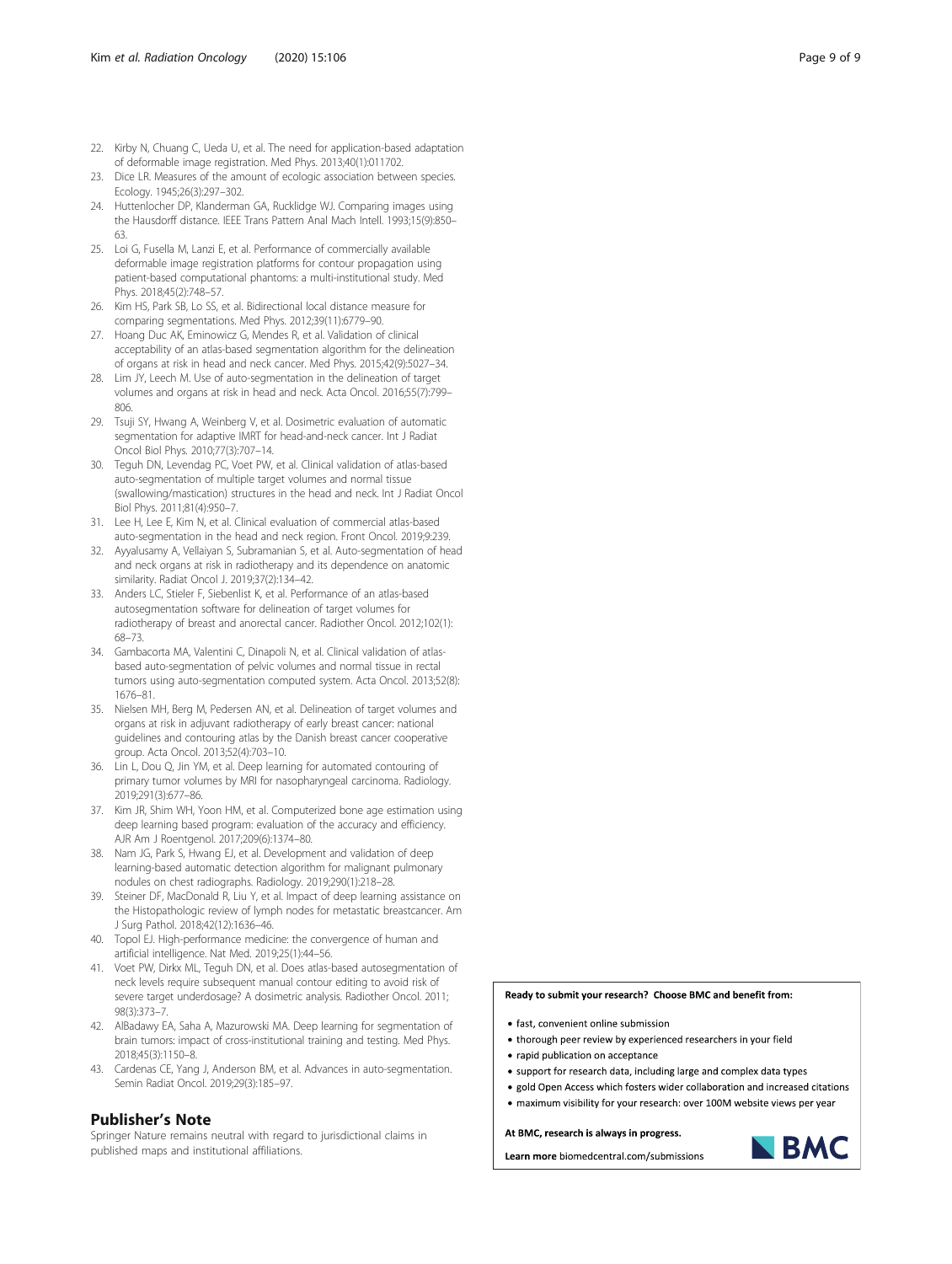22. Kirby N, Chuang C, Ueda U, et al. The need for application-based adaptation of deformable image registration. Med Phys. 2013;40(1):011702.
23. Dice LR. Measures of the amount of ecologic association between species. Ecology. 1945;26(3):297–302.
24. Huttenlocher DP, Klanderman GA, Rucklidge WJ. Comparing images using the Hausdorff distance. IEEE Trans Pattern Anal Mach Intell. 1993;15(9):850–63.
25. Loi G, Fusella M, Lanzi E, et al. Performance of commercially available deformable image registration platforms for contour propagation using patient-based computational phantoms: a multi-institutional study. Med Phys. 2018;45(2):748–57.
26. Kim HS, Park SB, Lo SS, et al. Bidirectional local distance measure for comparing segmentations. Med Phys. 2012;39(11):6779–90.
27. Hoang Duc AK, Eminowicz G, Mendes R, et al. Validation of clinical acceptability of an atlas-based segmentation algorithm for the delineation of organs at risk in head and neck cancer. Med Phys. 2015;42(9):5027–34.
28. Lim JY, Leech M. Use of auto-segmentation in the delineation of target volumes and organs at risk in head and neck. Acta Oncol. 2016;55(7):799–806.
29. Tsuji SY, Hwang A, Weinberg V, et al. Dosimetric evaluation of automatic segmentation for adaptive IMRT for head-and-neck cancer. Int J Radiat Oncol Biol Phys. 2010;77(3):707–14.
30. Teguh DN, Levendag PC, Voet PW, et al. Clinical validation of atlas-based auto-segmentation of multiple target volumes and normal tissue (swallowing/mastication) structures in the head and neck. Int J Radiat Oncol Biol Phys. 2011;81(4):950–7.
31. Lee H, Lee E, Kim N, et al. Clinical evaluation of commercial atlas-based auto-segmentation in the head and neck region. Front Oncol. 2019;9:239.
32. Ayyalusamy A, Vellaiyan S, Subramanian S, et al. Auto-segmentation of head and neck organs at risk in radiotherapy and its dependence on anatomic similarity. Radiat Oncol J. 2019;37(2):134–42.
33. Anders LC, Stieler F, Siebenlist K, et al. Performance of an atlas-based autosegmentation software for delineation of target volumes for radiotherapy of breast and anorectal cancer. Radiother Oncol. 2012;102(1):68–73.
34. Gambacorta MA, Valentini C, Dinapoli N, et al. Clinical validation of atlas-based auto-segmentation of pelvic volumes and normal tissue in rectal tumors using auto-segmentation computed system. Acta Oncol. 2013;52(8):1676–81.
35. Nielsen MH, Berg M, Pedersen AN, et al. Delineation of target volumes and organs at risk in adjuvant radiotherapy of early breast cancer: national guidelines and contouring atlas by the Danish breast cancer cooperative group. Acta Oncol. 2013;52(4):703–10.
36. Lin L, Dou Q, Jin YM, et al. Deep learning for automated contouring of primary tumor volumes by MRI for nasopharyngeal carcinoma. Radiology. 2019;291(3):677–86.
37. Kim JR, Shim WH, Yoon HM, et al. Computerized bone age estimation using deep learning based program: evaluation of the accuracy and efficiency. AJR Am J Roentgenol. 2017;209(6):1374–80.
38. Nam JG, Park S, Hwang EJ, et al. Development and validation of deep learning-based automatic detection algorithm for malignant pulmonary nodules on chest radiographs. Radiology. 2019;290(1):218–28.
39. Steiner DF, MacDonald R, Liu Y, et al. Impact of deep learning assistance on the Histopathologic review of lymph nodes for metastatic breastcancer. Am J Surg Pathol. 2018;42(12):1636–46.
40. Topol EJ. High-performance medicine: the convergence of human and artificial intelligence. Nat Med. 2019;25(1):44–56.
41. Voet PW, Dirkx ML, Teguh DN, et al. Does atlas-based autosegmentation of neck levels require subsequent manual contour editing to avoid risk of severe target underdosage? A dosimetric analysis. Radiother Oncol. 2011;98(3):373–7.
42. AlBadawy EA, Saha A, Mazurowski MA. Deep learning for segmentation of brain tumors: impact of cross-institutional training and testing. Med Phys. 2018;45(3):1150–8.
43. Cardenas CE, Yang J, Anderson BM, et al. Advances in auto-segmentation. Semin Radiat Oncol. 2019;29(3):185–97.

## Publisher's Note

Springer Nature remains neutral with regard to jurisdictional claims in published maps and institutional affiliations.

**Ready to submit your research? Choose BMC and benefit from:**

- fast, convenient online submission
- thorough peer review by experienced researchers in your field
- rapid publication on acceptance
- support for research data, including large and complex data types
- gold Open Access which fosters wider collaboration and increased citations
- maximum visibility for your research: over 100M website views per year

**At BMC, research is always in progress.**

**Learn more** biomedcentral.com/submissions

BMC